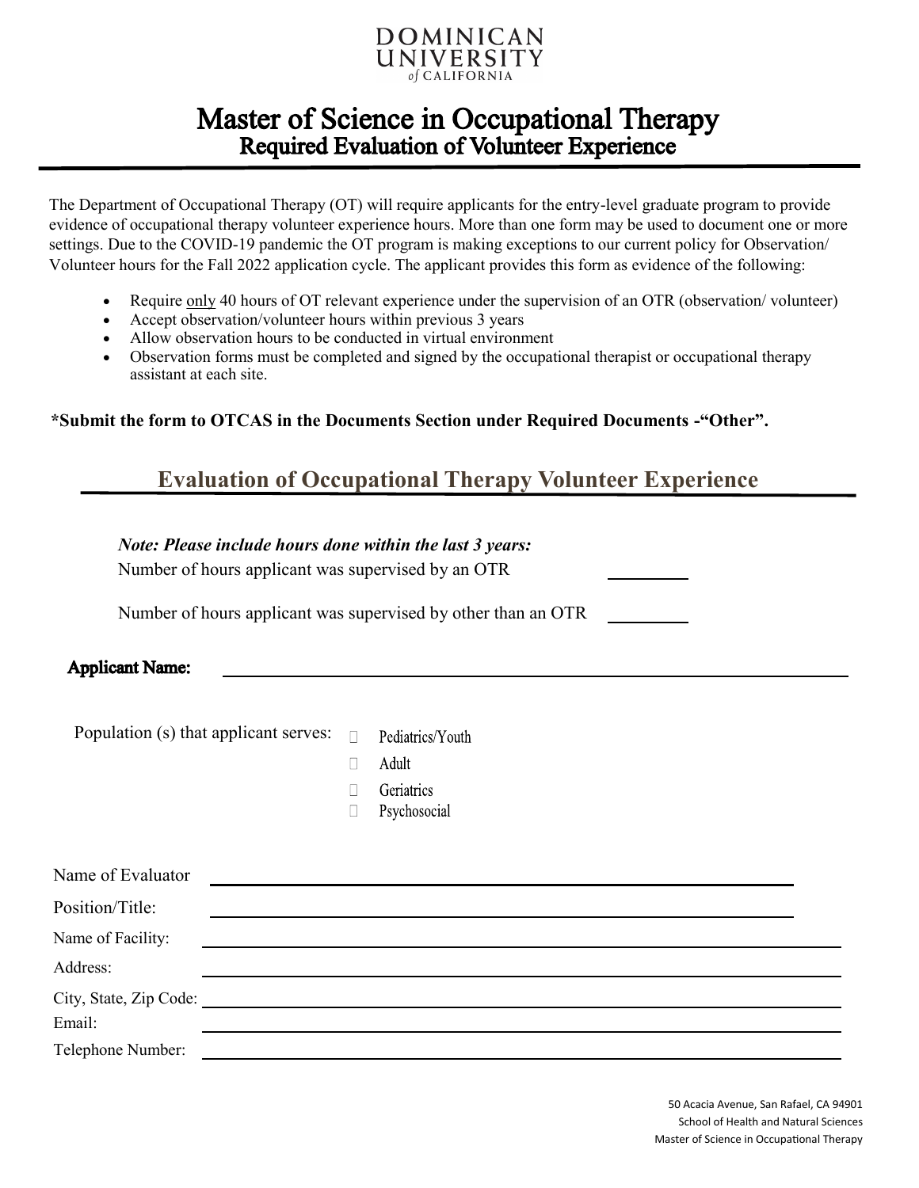DOMINICAN UNIVERSITY of CALIFORNIA

# Master of Science in Occupational Therapy
## Required Evaluation of Volunteer Experience

The Department of Occupational Therapy (OT) will require applicants for the entry-level graduate program to provide evidence of occupational therapy volunteer experience hours. More than one form may be used to document one or more settings. Due to the COVID-19 pandemic the OT program is making exceptions to our current policy for Observation/ Volunteer hours for the Fall 2022 application cycle. The applicant provides this form as evidence of the following:

- Require only 40 hours of OT relevant experience under the supervision of an OTR (observation/ volunteer)
- Accept observation/volunteer hours within previous 3 years
- Allow observation hours to be conducted in virtual environment
- Observation forms must be completed and signed by the occupational therapist or occupational therapy assistant at each site.

**\*Submit the form to OTCAS in the Documents Section under Required Documents -"Other".**

## Evaluation of Occupational Therapy Volunteer Experience

***Note: Please include hours done within the last 3 years:***

Number of hours applicant was supervised by an OTR \_\_\_\_\_\_\_\_\_

Number of hours applicant was supervised by other than an OTR \_\_\_\_\_\_\_\_\_

**Applicant Name:** \_\_\_\_\_\_\_\_\_\_\_\_\_\_\_\_\_\_\_\_\_\_\_\_\_\_\_\_\_\_\_\_\_\_\_\_\_\_\_\_

Population (s) that applicant serves:

- ☐ Pediatrics/Youth
- ☐ Adult
- ☐ Geriatrics
- ☐ Psychosocial

Name of Evaluator \_\_\_\_\_\_\_\_\_\_\_\_\_\_\_\_\_\_\_\_\_\_\_\_\_\_\_\_\_\_\_\_\_\_\_\_\_\_\_\_

Position/Title: \_\_\_\_\_\_\_\_\_\_\_\_\_\_\_\_\_\_\_\_\_\_\_\_\_\_\_\_\_\_\_\_\_\_\_\_\_\_\_\_

Name of Facility: \_\_\_\_\_\_\_\_\_\_\_\_\_\_\_\_\_\_\_\_\_\_\_\_\_\_\_\_\_\_\_\_\_\_\_\_\_\_\_\_

Address: \_\_\_\_\_\_\_\_\_\_\_\_\_\_\_\_\_\_\_\_\_\_\_\_\_\_\_\_\_\_\_\_\_\_\_\_\_\_\_\_

City, State, Zip Code: \_\_\_\_\_\_\_\_\_\_\_\_\_\_\_\_\_\_\_\_\_\_\_\_\_\_\_\_\_\_\_\_\_\_\_\_\_\_\_\_

Email: \_\_\_\_\_\_\_\_\_\_\_\_\_\_\_\_\_\_\_\_\_\_\_\_\_\_\_\_\_\_\_\_\_\_\_\_\_\_\_\_

Telephone Number: \_\_\_\_\_\_\_\_\_\_\_\_\_\_\_\_\_\_\_\_\_\_\_\_\_\_\_\_\_\_\_\_\_\_\_\_\_\_\_\_

50 Acacia Avenue, San Rafael, CA 94901
School of Health and Natural Sciences
Master of Science in Occupational Therapy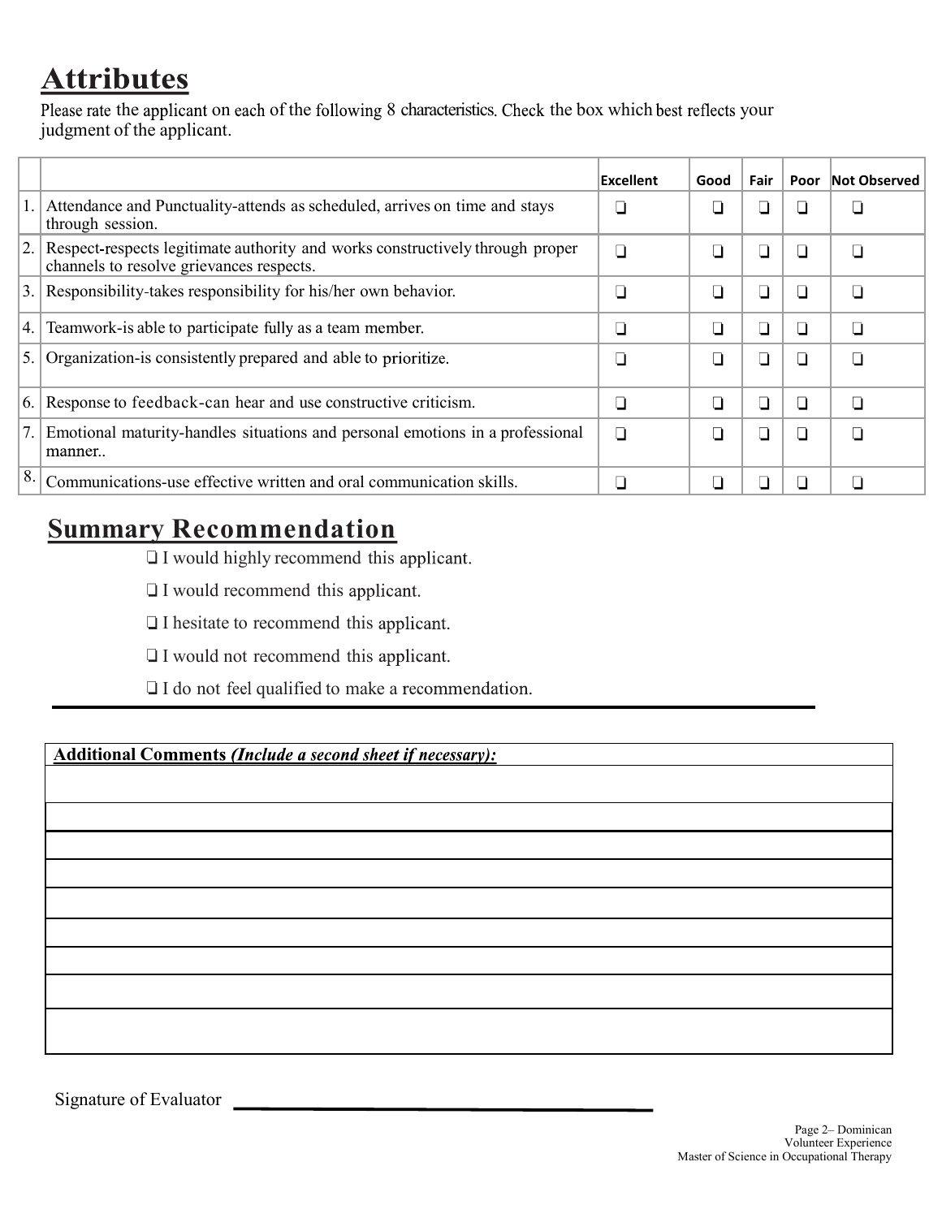# Attributes

Please rate the applicant on each of the following 8 characteristics. Check the box which best reflects your judgment of the applicant.

| | | Excellent | Good | Fair | Poor | Not Observed |
|---|---|---|---|---|---|---|
| 1. | Attendance and Punctuality-attends as scheduled, arrives on time and stays through session. | ❑ | ❑ | ❑ | ❑ | ❑ |
| 2. | Respect-respects legitimate authority and works constructively through proper channels to resolve grievances respects. | ❑ | ❑ | ❑ | ❑ | ❑ |
| 3. | Responsibility-takes responsibility for his/her own behavior. | ❑ | ❑ | ❑ | ❑ | ❑ |
| 4. | Teamwork-is able to participate fully as a team member. | ❑ | ❑ | ❑ | ❑ | ❑ |
| 5. | Organization-is consistently prepared and able to prioritize. | ❑ | ❑ | ❑ | ❑ | ❑ |
| 6. | Response to feedback-can hear and use constructive criticism. | ❑ | ❑ | ❑ | ❑ | ❑ |
| 7. | Emotional maturity-handles situations and personal emotions in a professional manner.. | ❑ | ❑ | ❑ | ❑ | ❑ |
| 8. | Communications-use effective written and oral communication skills. | ❑ | ❑ | ❑ | ❑ | ❑ |

# Summary Recommendation

❑ I would highly recommend this applicant.

❑ I would recommend this applicant.

❑ I hesitate to recommend this applicant.

❑ I would not recommend this applicant.

❑ I do not feel qualified to make a recommendation.

**Additional Comments** ***(Include a second sheet if necessary):***

Signature of Evaluator ______________________________

Page 2– Dominican
Volunteer Experience
Master of Science in Occupational Therapy